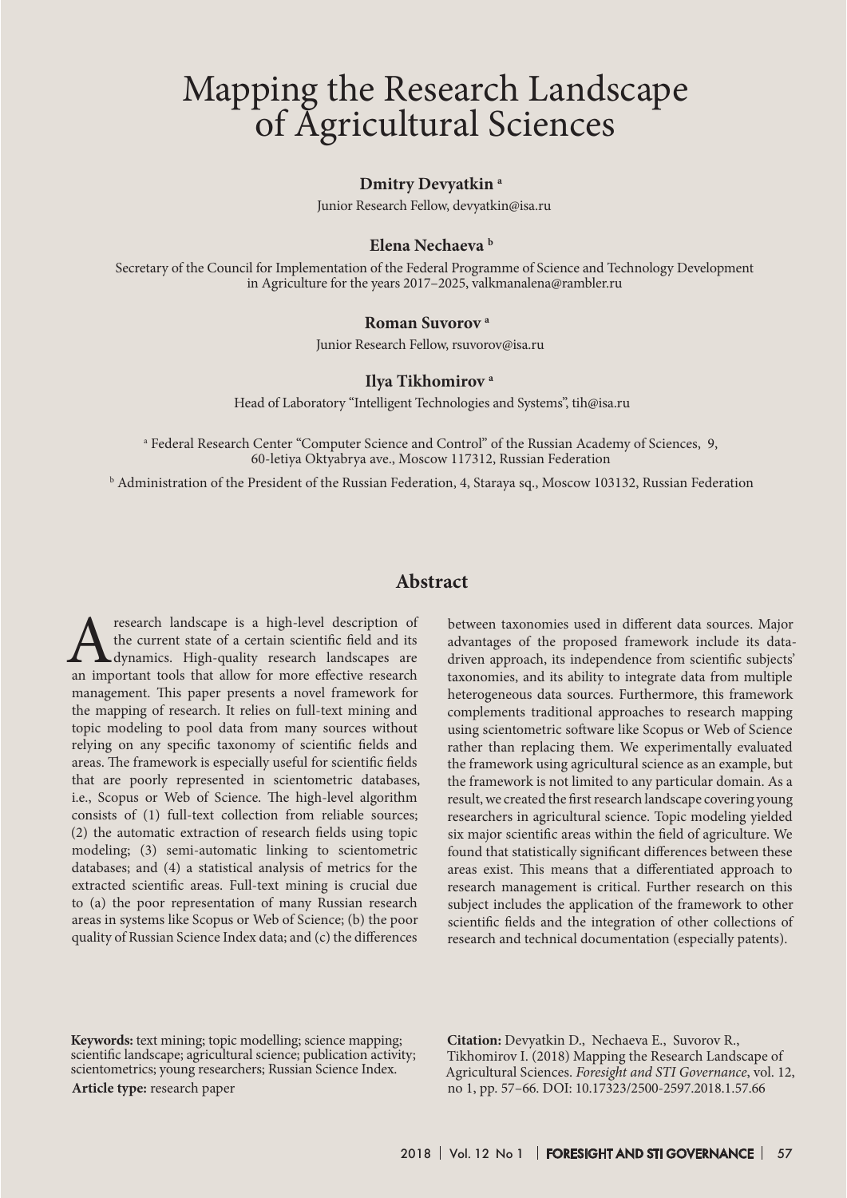# Mapping the Research Landscape of Agricultural Sciences

**Dmitry Devyatkin** [a]

Junior Research Fellow, devyatkin@isa.ru

**Elena Nechaeva** [b]

Secretary of the Council for Implementation of the Federal Programme of Science and Technology Development in Agriculture for the years 2017–2025, valkmanalena@rambler.ru

**Roman Suvorov** [a]

Junior Research Fellow, rsuvorov@isa.ru

**Ilya Tikhomirov** [a]

Head of Laboratory "Intelligent Technologies and Systems", tih@isa.ru

[a] Federal Research Center "Computer Science and Control" of the Russian Academy of Sciences, 9, 60-letiya Oktyabrya ave., Moscow 117312, Russian Federation

[b] Administration of the President of the Russian Federation, 4, Staraya sq., Moscow 103132, Russian Federation

## Abstract

A research landscape is a high-level description of the current state of a certain scientific field and its dynamics. High-quality research landscapes are an important tools that allow for more effective research management. This paper presents a novel framework for the mapping of research. It relies on full-text mining and topic modeling to pool data from many sources without relying on any specific taxonomy of scientific fields and areas. The framework is especially useful for scientific fields that are poorly represented in scientometric databases, i.e., Scopus or Web of Science. The high-level algorithm consists of (1) full-text collection from reliable sources; (2) the automatic extraction of research fields using topic modeling; (3) semi-automatic linking to scientometric databases; and (4) a statistical analysis of metrics for the extracted scientific areas. Full-text mining is crucial due to (a) the poor representation of many Russian research areas in systems like Scopus or Web of Science; (b) the poor quality of Russian Science Index data; and (c) the differences between taxonomies used in different data sources. Major advantages of the proposed framework include its data-driven approach, its independence from scientific subjects' taxonomies, and its ability to integrate data from multiple heterogeneous data sources. Furthermore, this framework complements traditional approaches to research mapping using scientometric software like Scopus or Web of Science rather than replacing them. We experimentally evaluated the framework using agricultural science as an example, but the framework is not limited to any particular domain. As a result, we created the first research landscape covering young researchers in agricultural science. Topic modeling yielded six major scientific areas within the field of agriculture. We found that statistically significant differences between these areas exist. This means that a differentiated approach to research management is critical. Further research on this subject includes the application of the framework to other scientific fields and the integration of other collections of research and technical documentation (especially patents).

**Keywords:** text mining; topic modelling; science mapping; scientific landscape; agricultural science; publication activity; scientometrics; young researchers; Russian Science Index.

**Article type:** research paper

**Citation:** Devyatkin D., Nechaeva E., Suvorov R., Tikhomirov I. (2018) Mapping the Research Landscape of Agricultural Sciences. *Foresight and STI Governance*, vol. 12, no 1, pp. 57–66. DOI: 10.17323/2500-2597.2018.1.57.66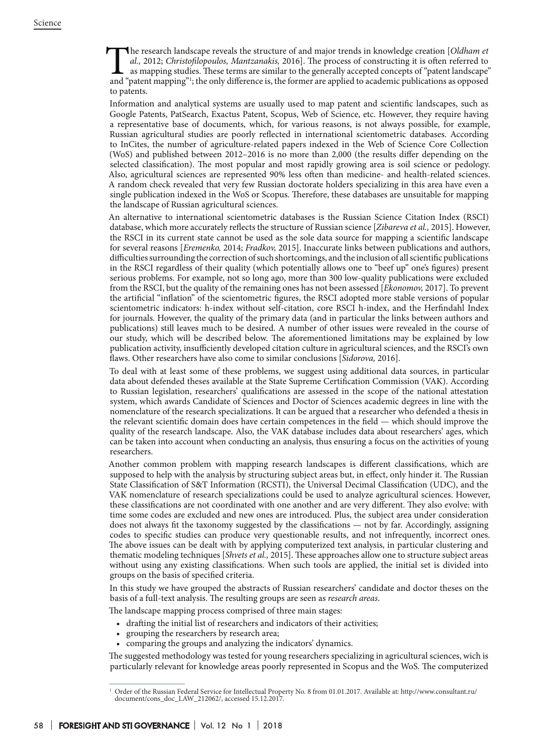The research landscape reveals the structure of and major trends in knowledge creation [*Oldham et al.,* 2012; *Christofilopoulos, Mantzanakis,* 2016]. The process of constructing it is often referred to as mapping studies. These terms are similar to the generally accepted concepts of "patent landscape" and "patent mapping"[1]; the only difference is, the former are applied to academic publications as opposed to patents.

Information and analytical systems are usually used to map patent and scientific landscapes, such as Google Patents, PatSearch, Exactus Patent, Scopus, Web of Science, etc. However, they require having a representative base of documents, which, for various reasons, is not always possible, for example, Russian agricultural studies are poorly reflected in international scientometric databases. According to InCites, the number of agriculture-related papers indexed in the Web of Science Core Collection (WoS) and published between 2012–2016 is no more than 2,000 (the results differ depending on the selected classification). The most popular and most rapidly growing area is soil science or pedology. Also, agricultural sciences are represented 90% less often than medicine- and health-related sciences. A random check revealed that very few Russian doctorate holders specializing in this area have even a single publication indexed in the WoS or Scopus. Therefore, these databases are unsuitable for mapping the landscape of Russian agricultural sciences.

An alternative to international scientometric databases is the Russian Science Citation Index (RSCI) database, which more accurately reflects the structure of Russian science [*Zibareva et al.,* 2015]. However, the RSCI in its current state cannot be used as the sole data source for mapping a scientific landscape for several reasons [*Eremenko,* 2014; *Fradkov,* 2015]. Inaccurate links between publications and authors, difficulties surrounding the correction of such shortcomings, and the inclusion of all scientific publications in the RSCI regardless of their quality (which potentially allows one to "beef up" one's figures) present serious problems. For example, not so long ago, more than 300 low-quality publications were excluded from the RSCI, but the quality of the remaining ones has not been assessed [*Ekonomov,* 2017]. To prevent the artificial "inflation" of the scientometric figures, the RSCI adopted more stable versions of popular scientometric indicators: h-index without self-citation, core RSCI h-index, and the Herfindahl Index for journals. However, the quality of the primary data (and in particular the links between authors and publications) still leaves much to be desired. A number of other issues were revealed in the course of our study, which will be described below. The aforementioned limitations may be explained by low publication activity, insufficiently developed citation culture in agricultural sciences, and the RSCI's own flaws. Other researchers have also come to similar conclusions [*Sidorova,* 2016].

To deal with at least some of these problems, we suggest using additional data sources, in particular data about defended theses available at the State Supreme Certification Commission (VAK). According to Russian legislation, researchers' qualifications are assessed in the scope of the national attestation system, which awards Candidate of Sciences and Doctor of Sciences academic degrees in line with the nomenclature of the research specializations. It can be argued that a researcher who defended a thesis in the relevant scientific domain does have certain competences in the field — which should improve the quality of the research landscape. Also, the VAK database includes data about researchers' ages, which can be taken into account when conducting an analysis, thus ensuring a focus on the activities of young researchers.

Another common problem with mapping research landscapes is different classifications, which are supposed to help with the analysis by structuring subject areas but, in effect, only hinder it. The Russian State Classification of S&T Information (RCSTI), the Universal Decimal Classification (UDC), and the VAK nomenclature of research specializations could be used to analyze agricultural sciences. However, these classifications are not coordinated with one another and are very different. They also evolve: with time some codes are excluded and new ones are introduced. Plus, the subject area under consideration does not always fit the taxonomy suggested by the classifications — not by far. Accordingly, assigning codes to specific studies can produce very questionable results, and not infrequently, incorrect ones. The above issues can be dealt with by applying computerized text analysis, in particular clustering and thematic modeling techniques [*Shvets et al.,* 2015]. These approaches allow one to structure subject areas without using any existing classifications. When such tools are applied, the initial set is divided into groups on the basis of specified criteria.

In this study we have grouped the abstracts of Russian researchers' candidate and doctor theses on the basis of a full-text analysis. The resulting groups are seen as *research areas*.

The landscape mapping process comprised of three main stages:

- drafting the initial list of researchers and indicators of their activities;
- grouping the researchers by research area;
- comparing the groups and analyzing the indicators' dynamics.

The suggested methodology was tested for young researchers specializing in agricultural sciences, wich is particularly relevant for knowledge areas poorly represented in Scopus and the WoS. The computerized

[1] Order of the Russian Federal Service for Intellectual Property No. 8 from 01.01.2017. Available at: http://www.consultant.ru/document/cons_doc_LAW_212062/, accessed 15.12.2017.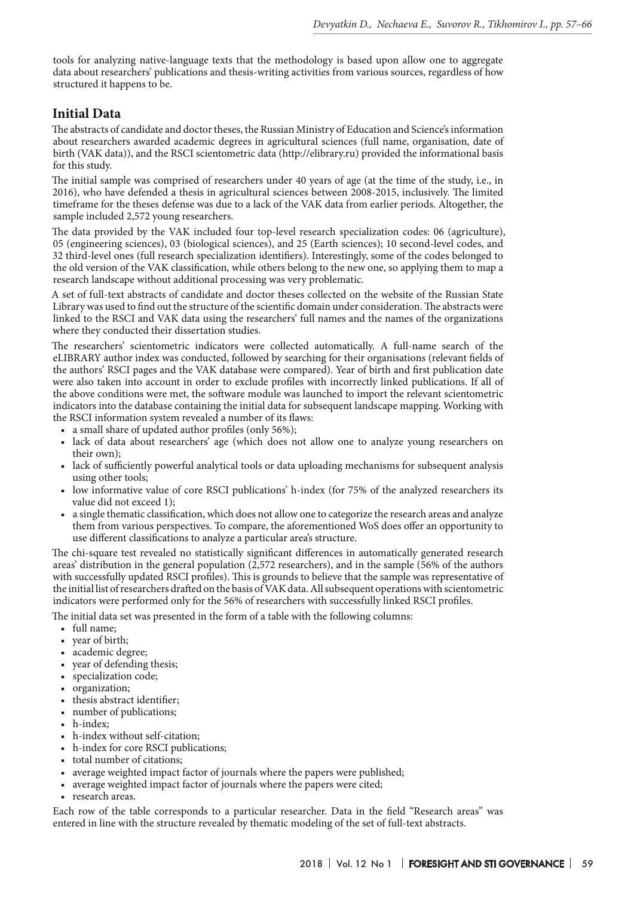tools for analyzing native-language texts that the methodology is based upon allow one to aggregate data about researchers' publications and thesis-writing activities from various sources, regardless of how structured it happens to be.

## Initial Data

The abstracts of candidate and doctor theses, the Russian Ministry of Education and Science's information about researchers awarded academic degrees in agricultural sciences (full name, organisation, date of birth (VAK data)), and the RSCI scientometric data (http://elibrary.ru) provided the informational basis for this study.

The initial sample was comprised of researchers under 40 years of age (at the time of the study, i.e., in 2016), who have defended a thesis in agricultural sciences between 2008-2015, inclusively. The limited timeframe for the theses defense was due to a lack of the VAK data from earlier periods. Altogether, the sample included 2,572 young researchers.

The data provided by the VAK included four top-level research specialization codes: 06 (agriculture), 05 (engineering sciences), 03 (biological sciences), and 25 (Earth sciences); 10 second-level codes, and 32 third-level ones (full research specialization identifiers). Interestingly, some of the codes belonged to the old version of the VAK classification, while others belong to the new one, so applying them to map a research landscape without additional processing was very problematic.

A set of full-text abstracts of candidate and doctor theses collected on the website of the Russian State Library was used to find out the structure of the scientific domain under consideration. The abstracts were linked to the RSCI and VAK data using the researchers' full names and the names of the organizations where they conducted their dissertation studies.

The researchers' scientometric indicators were collected automatically. A full-name search of the eLIBRARY author index was conducted, followed by searching for their organisations (relevant fields of the authors' RSCI pages and the VAK database were compared). Year of birth and first publication date were also taken into account in order to exclude profiles with incorrectly linked publications. If all of the above conditions were met, the software module was launched to import the relevant scientometric indicators into the database containing the initial data for subsequent landscape mapping. Working with the RSCI information system revealed a number of its flaws:

- a small share of updated author profiles (only 56%);
- lack of data about researchers' age (which does not allow one to analyze young researchers on their own);
- lack of sufficiently powerful analytical tools or data uploading mechanisms for subsequent analysis using other tools;
- low informative value of core RSCI publications' h-index (for 75% of the analyzed researchers its value did not exceed 1);
- a single thematic classification, which does not allow one to categorize the research areas and analyze them from various perspectives. To compare, the aforementioned WoS does offer an opportunity to use different classifications to analyze a particular area's structure.

The chi-square test revealed no statistically significant differences in automatically generated research areas' distribution in the general population (2,572 researchers), and in the sample (56% of the authors with successfully updated RSCI profiles). This is grounds to believe that the sample was representative of the initial list of researchers drafted on the basis of VAK data. All subsequent operations with scientometric indicators were performed only for the 56% of researchers with successfully linked RSCI profiles.

The initial data set was presented in the form of a table with the following columns:

- full name;
- year of birth;
- academic degree;
- year of defending thesis;
- specialization code;
- organization;
- thesis abstract identifier;
- number of publications;
- h-index;
- h-index without self-citation;
- h-index for core RSCI publications;
- total number of citations;
- average weighted impact factor of journals where the papers were published;
- average weighted impact factor of journals where the papers were cited;
- research areas.

Each row of the table corresponds to a particular researcher. Data in the field "Research areas" was entered in line with the structure revealed by thematic modeling of the set of full-text abstracts.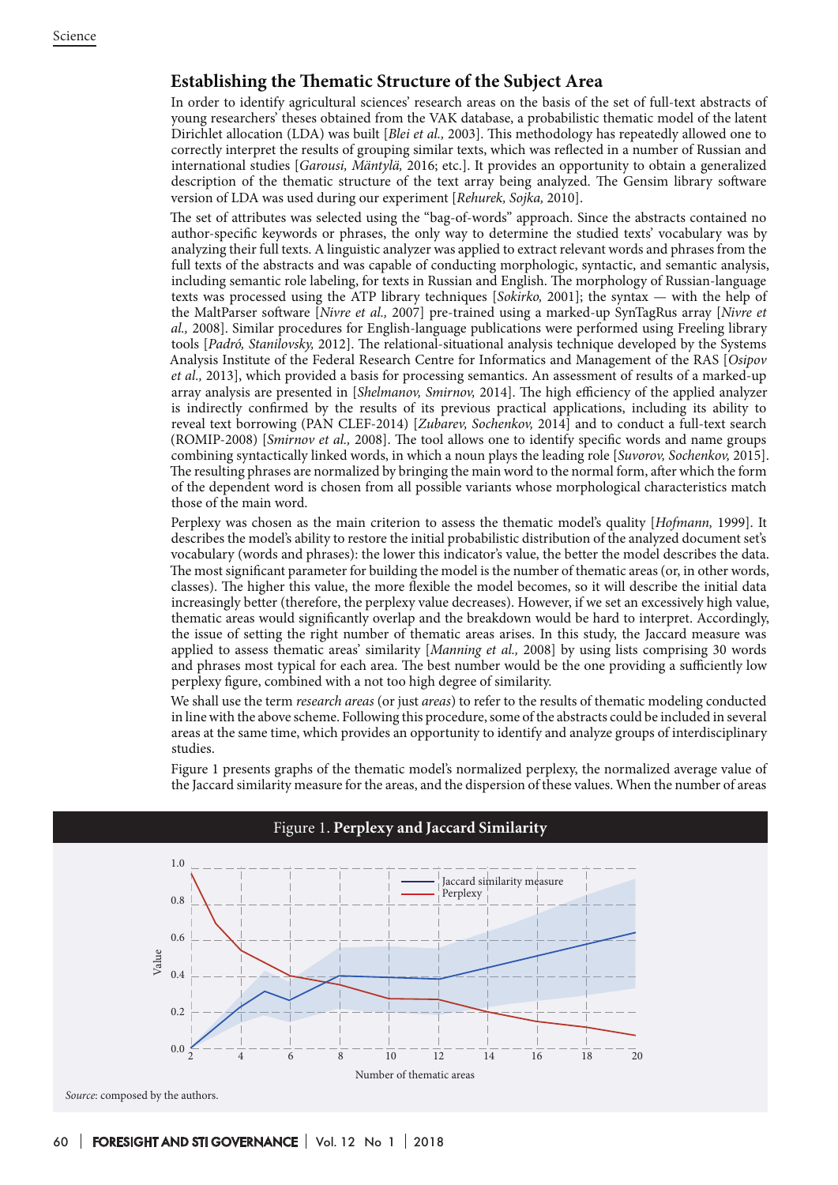## Establishing the Thematic Structure of the Subject Area

In order to identify agricultural sciences' research areas on the basis of the set of full-text abstracts of young researchers' theses obtained from the VAK database, a probabilistic thematic model of the latent Dirichlet allocation (LDA) was built [*Blei et al.,* 2003]. This methodology has repeatedly allowed one to correctly interpret the results of grouping similar texts, which was reflected in a number of Russian and international studies [*Garousi, Mäntylä,* 2016; etc.]. It provides an opportunity to obtain a generalized description of the thematic structure of the text array being analyzed. The Gensim library software version of LDA was used during our experiment [*Rehurek, Sojka,* 2010].

The set of attributes was selected using the "bag-of-words" approach. Since the abstracts contained no author-specific keywords or phrases, the only way to determine the studied texts' vocabulary was by analyzing their full texts. A linguistic analyzer was applied to extract relevant words and phrases from the full texts of the abstracts and was capable of conducting morphologic, syntactic, and semantic analysis, including semantic role labeling, for texts in Russian and English. The morphology of Russian-language texts was processed using the ATP library techniques [*Sokirko,* 2001]; the syntax — with the help of the MaltParser software [*Nivre et al.,* 2007] pre-trained using a marked-up SynTagRus array [*Nivre et al.,* 2008]. Similar procedures for English-language publications were performed using Freeling library tools [*Padró, Stanilovsky,* 2012]. The relational-situational analysis technique developed by the Systems Analysis Institute of the Federal Research Centre for Informatics and Management of the RAS [*Osipov et al.,* 2013], which provided a basis for processing semantics. An assessment of results of a marked-up array analysis are presented in [*Shelmanov, Smirnov,* 2014]. The high efficiency of the applied analyzer is indirectly confirmed by the results of its previous practical applications, including its ability to reveal text borrowing (PAN CLEF-2014) [*Zubarev, Sochenkov,* 2014] and to conduct a full-text search (ROMIP-2008) [*Smirnov et al.,* 2008]. The tool allows one to identify specific words and name groups combining syntactically linked words, in which a noun plays the leading role [*Suvorov, Sochenkov,* 2015]. The resulting phrases are normalized by bringing the main word to the normal form, after which the form of the dependent word is chosen from all possible variants whose morphological characteristics match those of the main word.

Perplexy was chosen as the main criterion to assess the thematic model's quality [*Hofmann,* 1999]. It describes the model's ability to restore the initial probabilistic distribution of the analyzed document set's vocabulary (words and phrases): the lower this indicator's value, the better the model describes the data. The most significant parameter for building the model is the number of thematic areas (or, in other words, classes). The higher this value, the more flexible the model becomes, so it will describe the initial data increasingly better (therefore, the perplexy value decreases). However, if we set an excessively high value, thematic areas would significantly overlap and the breakdown would be hard to interpret. Accordingly, the issue of setting the right number of thematic areas arises. In this study, the Jaccard measure was applied to assess thematic areas' similarity [*Manning et al.,* 2008] by using lists comprising 30 words and phrases most typical for each area. The best number would be the one providing a sufficiently low perplexy figure, combined with a not too high degree of similarity.

We shall use the term *research areas* (or just *areas*) to refer to the results of thematic modeling conducted in line with the above scheme. Following this procedure, some of the abstracts could be included in several areas at the same time, which provides an opportunity to identify and analyze groups of interdisciplinary studies.

Figure 1 presents graphs of the thematic model's normalized perplexy, the normalized average value of the Jaccard similarity measure for the areas, and the dispersion of these values. When the number of areas

Figure 1. **Perplexy and Jaccard Similarity**

*Source*: composed by the authors.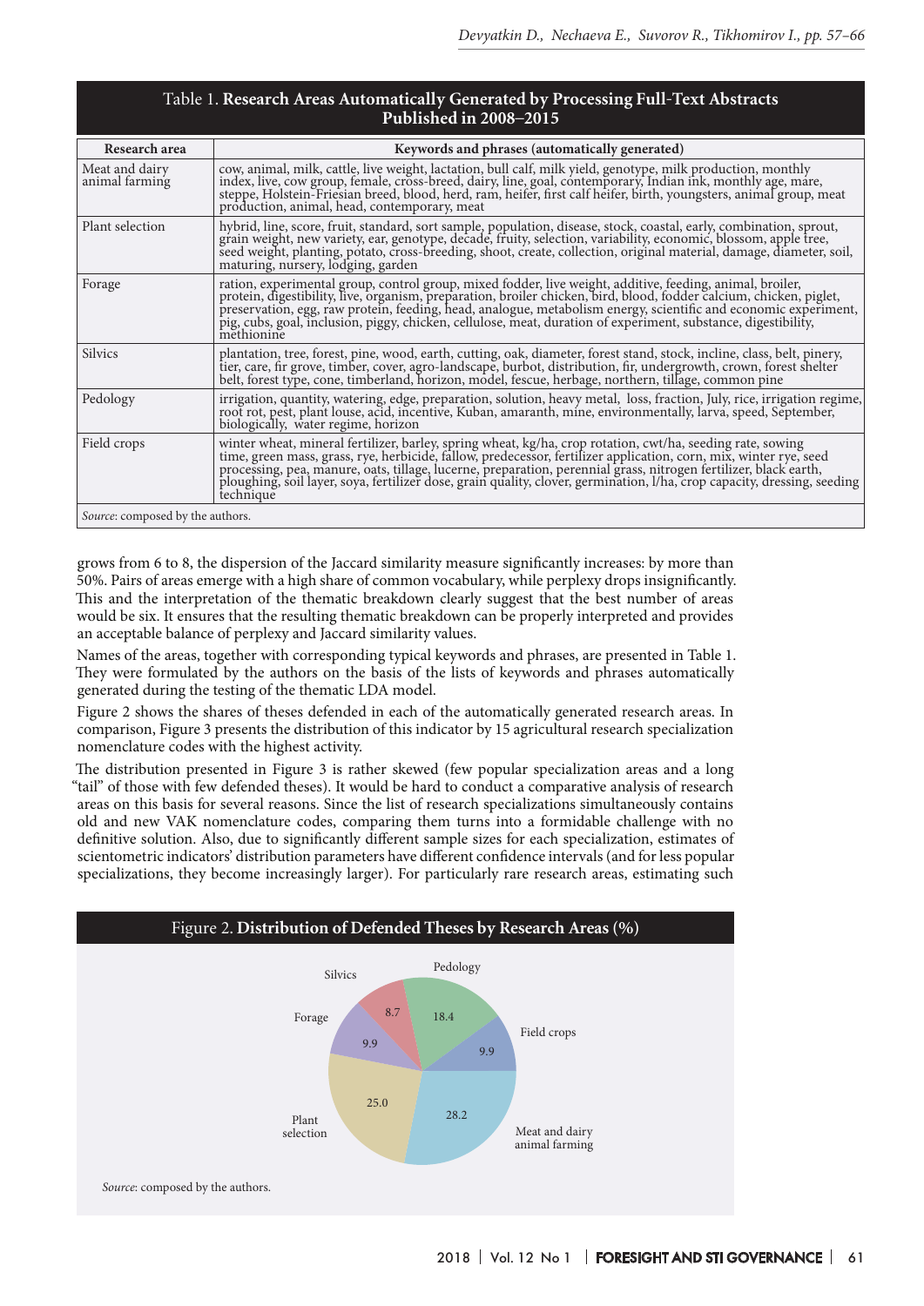Table 1. **Research Areas Automatically Generated by Processing Full-Text Abstracts Published in 2008–2015**

| Research area | Keywords and phrases (automatically generated) |
|---|---|
| Meat and dairy animal farming | cow, animal, milk, cattle, live weight, lactation, bull calf, milk yield, genotype, milk production, monthly index, live, cow group, female, cross-breed, dairy, line, goal, contemporary, Indian ink, monthly age, mare, steppe, Holstein-Friesian breed, blood, herd, ram, heifer, first calf heifer, birth, youngsters, animal group, meat production, animal, head, contemporary, meat |
| Plant selection | hybrid, line, score, fruit, standard, sort sample, population, disease, stock, coastal, early, combination, sprout, grain weight, new variety, ear, genotype, decade, fruity, selection, variability, economic, blossom, apple tree, seed weight, planting, potato, cross-breeding, shoot, create, collection, original material, damage, diameter, soil, maturing, nursery, lodging, garden |
| Forage | ration, experimental group, control group, mixed fodder, live weight, additive, feeding, animal, broiler, protein, digestibility, live, organism, preparation, broiler chicken, bird, blood, fodder calcium, chicken, piglet, preservation, egg, raw protein, feeding, head, analogue, metabolism energy, scientific and economic experiment, pig, cubs, goal, inclusion, piggy, chicken, cellulose, meat, duration of experiment, substance, digestibility, methionine |
| Silvics | plantation, tree, forest, pine, wood, earth, cutting, oak, diameter, forest stand, stock, incline, class, belt, pinery, tier, care, fir grove, timber, cover, agro-landscape, burbot, distribution, fir, undergrowth, crown, forest shelter belt, forest type, cone, timberland, horizon, model, fescue, herbage, northern, tillage, common pine |
| Pedology | irrigation, quantity, watering, edge, preparation, solution, heavy metal, loss, fraction, July, rice, irrigation regime, root rot, pest, plant louse, acid, incentive, Kuban, amaranth, mine, environmentally, larva, speed, September, biologically, water regime, horizon |
| Field crops | winter wheat, mineral fertilizer, barley, spring wheat, kg/ha, crop rotation, cwt/ha, seeding rate, sowing time, green mass, grass, rye, herbicide, fallow, predecessor, fertilizer application, corn, mix, winter rye, seed processing, pea, manure, oats, tillage, lucerne, preparation, perennial grass, nitrogen fertilizer, black earth, ploughing, soil layer, soya, fertilizer dose, grain quality, clover, germination, l/ha, crop capacity, dressing, seeding technique |

*Source*: composed by the authors.

grows from 6 to 8, the dispersion of the Jaccard similarity measure significantly increases: by more than 50%. Pairs of areas emerge with a high share of common vocabulary, while perplexy drops insignificantly. This and the interpretation of the thematic breakdown clearly suggest that the best number of areas would be six. It ensures that the resulting thematic breakdown can be properly interpreted and provides an acceptable balance of perplexy and Jaccard similarity values.

Names of the areas, together with corresponding typical keywords and phrases, are presented in Table 1. They were formulated by the authors on the basis of the lists of keywords and phrases automatically generated during the testing of the thematic LDA model.

Figure 2 shows the shares of theses defended in each of the automatically generated research areas. In comparison, Figure 3 presents the distribution of this indicator by 15 agricultural research specialization nomenclature codes with the highest activity.

The distribution presented in Figure 3 is rather skewed (few popular specialization areas and a long "tail" of those with few defended theses). It would be hard to conduct a comparative analysis of research areas on this basis for several reasons. Since the list of research specializations simultaneously contains old and new VAK nomenclature codes, comparing them turns into a formidable challenge with no definitive solution. Also, due to significantly different sample sizes for each specialization, estimates of scientometric indicators' distribution parameters have different confidence intervals (and for less popular specializations, they become increasingly larger). For particularly rare research areas, estimating such

Figure 2. **Distribution of Defended Theses by Research Areas (%)**

| Research area | % |
|---|---|
| Meat and dairy animal farming | 28.2 |
| Plant selection | 25.0 |
| Forage | 9.9 |
| Silvics | 8.7 |
| Pedology | 18.4 |
| Field crops | 9.9 |

*Source*: composed by the authors.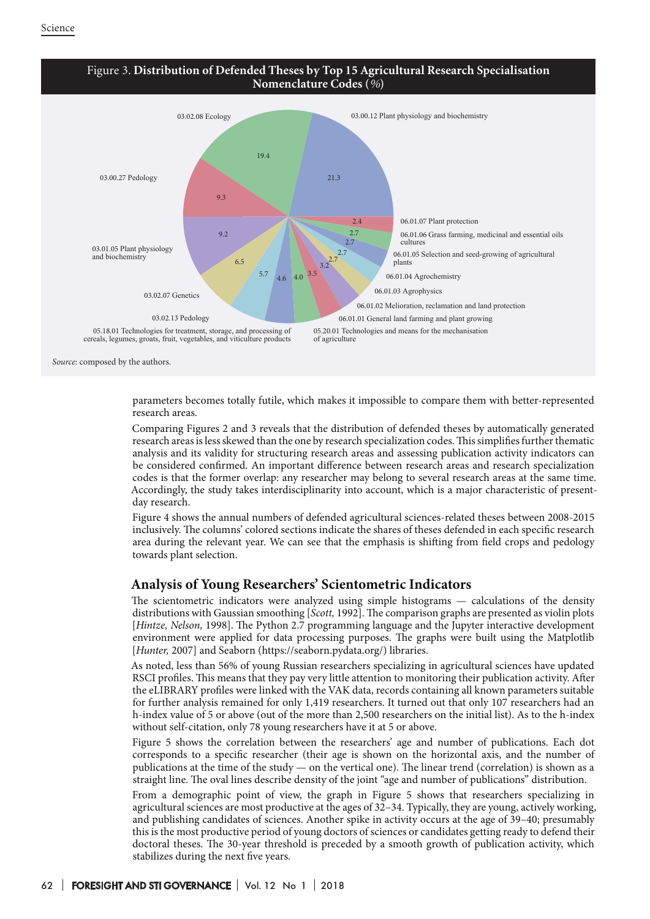Figure 3. **Distribution of Defended Theses by Top 15 Agricultural Research Specialisation Nomenclature Codes** (%)

| Code | % |
|---|---|
| 03.00.12 Plant physiology and biochemistry | 21.3 |
| 03.02.08 Ecology | 19.4 |
| 03.00.27 Pedology | 9.3 |
| 03.01.05 Plant physiology and biochemistry | 9.2 |
| 03.02.07 Genetics | 6.5 |
| 03.02.13 Pedology | 5.7 |
| 05.18.01 Technologies for treatment, storage, and processing of cereals, legumes, groats, fruit, vegetables, and viticulture products | 4.6 |
| 05.20.01 Technologies and means for the mechanisation of agriculture | 4.0 |
| 06.01.01 General land farming and plant growing | 3.5 |
| 06.01.02 Melioration, reclamation and land protection | 3.2 |
| 06.01.03 Agrophysics | 2.7 |
| 06.01.04 Agrochemistry | 2.7 |
| 06.01.05 Selection and seed-growing of agricultural plants | 2.7 |
| 06.01.06 Grass farming, medicinal and essential oils cultures | 2.7 |
| 06.01.07 Plant protection | 2.4 |

*Source*: composed by the authors.

parameters becomes totally futile, which makes it impossible to compare them with better-represented research areas.

Comparing Figures 2 and 3 reveals that the distribution of defended theses by automatically generated research areas is less skewed than the one by research specialization codes. This simplifies further thematic analysis and its validity for structuring research areas and assessing publication activity indicators can be considered confirmed. An important difference between research areas and research specialization codes is that the former overlap: any researcher may belong to several research areas at the same time. Accordingly, the study takes interdisciplinarity into account, which is a major characteristic of present-day research.

Figure 4 shows the annual numbers of defended agricultural sciences-related theses between 2008-2015 inclusively. The columns' colored sections indicate the shares of theses defended in each specific research area during the relevant year. We can see that the emphasis is shifting from field crops and pedology towards plant selection.

## Analysis of Young Researchers' Scientometric Indicators

The scientometric indicators were analyzed using simple histograms — calculations of the density distributions with Gaussian smoothing [*Scott,* 1992]. The comparison graphs are presented as violin plots [*Hintze, Nelson,* 1998]. The Python 2.7 programming language and the Jupyter interactive development environment were applied for data processing purposes. The graphs were built using the Matplotlib [*Hunter,* 2007] and Seaborn (https://seaborn.pydata.org/) libraries.

As noted, less than 56% of young Russian researchers specializing in agricultural sciences have updated RSCI profiles. This means that they pay very little attention to monitoring their publication activity. After the eLIBRARY profiles were linked with the VAK data, records containing all known parameters suitable for further analysis remained for only 1,419 researchers. It turned out that only 107 researchers had an h-index value of 5 or above (out of the more than 2,500 researchers on the initial list). As to the h-index without self-citation, only 78 young researchers have it at 5 or above.

Figure 5 shows the correlation between the researchers' age and number of publications. Each dot corresponds to a specific researcher (their age is shown on the horizontal axis, and the number of publications at the time of the study — on the vertical one). The linear trend (correlation) is shown as a straight line. The oval lines describe density of the joint "age and number of publications" distribution.

From a demographic point of view, the graph in Figure 5 shows that researchers specializing in agricultural sciences are most productive at the ages of 32–34. Typically, they are young, actively working, and publishing candidates of sciences. Another spike in activity occurs at the age of 39–40; presumably this is the most productive period of young doctors of sciences or candidates getting ready to defend their doctoral theses. The 30-year threshold is preceded by a smooth growth of publication activity, which stabilizes during the next five years.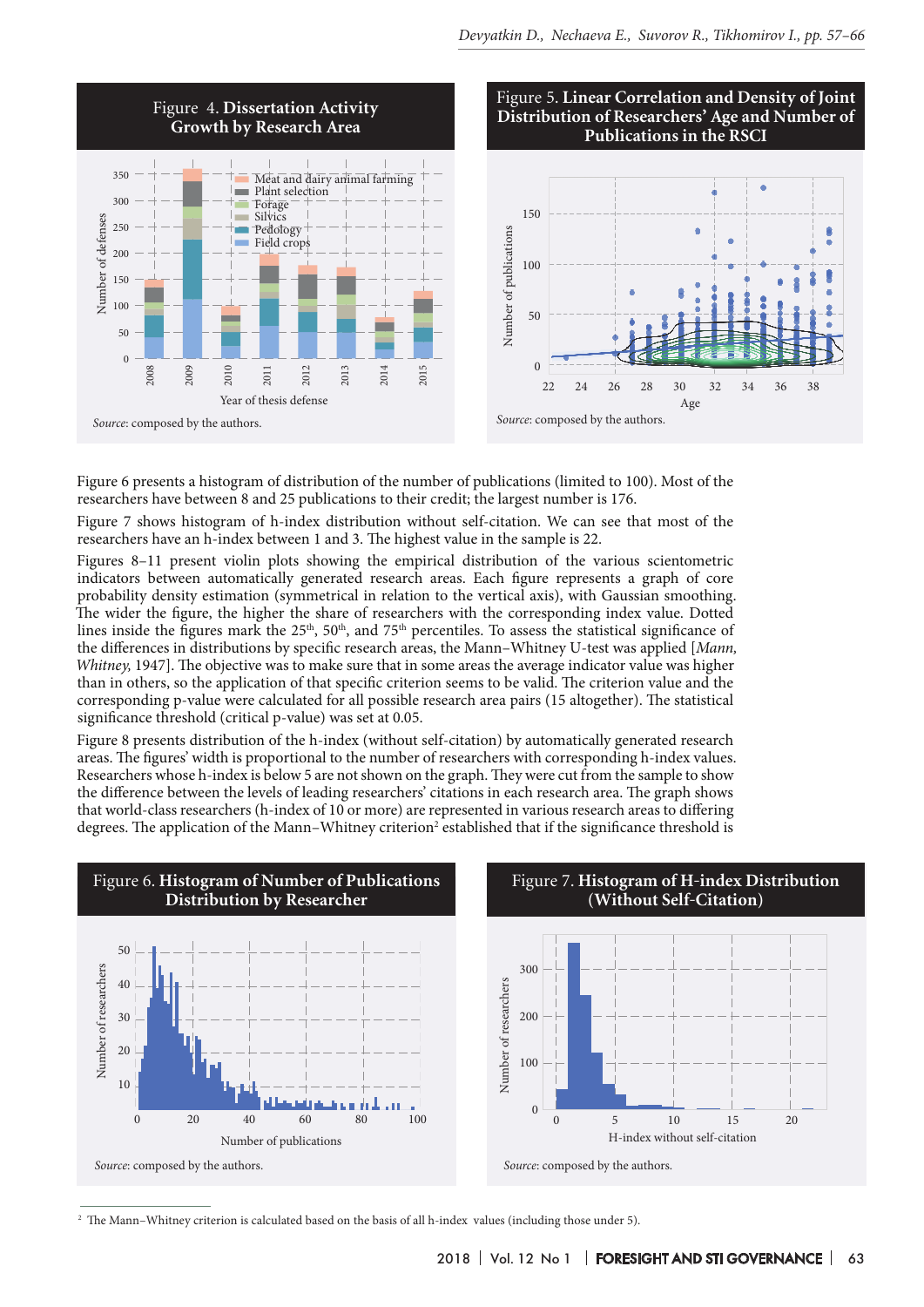Figure 4. **Dissertation Activity Growth by Research Area**

*Source*: composed by the authors.

Figure 5. **Linear Correlation and Density of Joint Distribution of Researchers' Age and Number of Publications in the RSCI**

*Source*: composed by the authors.

Figure 6 presents a histogram of distribution of the number of publications (limited to 100). Most of the researchers have between 8 and 25 publications to their credit; the largest number is 176.

Figure 7 shows histogram of h-index distribution without self-citation. We can see that most of the researchers have an h-index between 1 and 3. The highest value in the sample is 22.

Figures 8–11 present violin plots showing the empirical distribution of the various scientometric indicators between automatically generated research areas. Each figure represents a graph of core probability density estimation (symmetrical in relation to the vertical axis), with Gaussian smoothing. The wider the figure, the higher the share of researchers with the corresponding index value. Dotted lines inside the figures mark the 25th, 50th, and 75th percentiles. To assess the statistical significance of the differences in distributions by specific research areas, the Mann–Whitney U-test was applied [*Mann, Whitney,* 1947]. The objective was to make sure that in some areas the average indicator value was higher than in others, so the application of that specific criterion seems to be valid. The criterion value and the corresponding p-value were calculated for all possible research area pairs (15 altogether). The statistical significance threshold (critical p-value) was set at 0.05.

Figure 8 presents distribution of the h-index (without self-citation) by automatically generated research areas. The figures' width is proportional to the number of researchers with corresponding h-index values. Researchers whose h-index is below 5 are not shown on the graph. They were cut from the sample to show the difference between the levels of leading researchers' citations in each research area. The graph shows that world-class researchers (h-index of 10 or more) are represented in various research areas to differing degrees. The application of the Mann–Whitney criterion[2] established that if the significance threshold is

Figure 6. **Histogram of Number of Publications Distribution by Researcher**

*Source*: composed by the authors.

Figure 7. **Histogram of H-index Distribution (Without Self-Citation)**

*Source*: composed by the authors.

[2] The Mann–Whitney criterion is calculated based on the basis of all h-index values (including those under 5).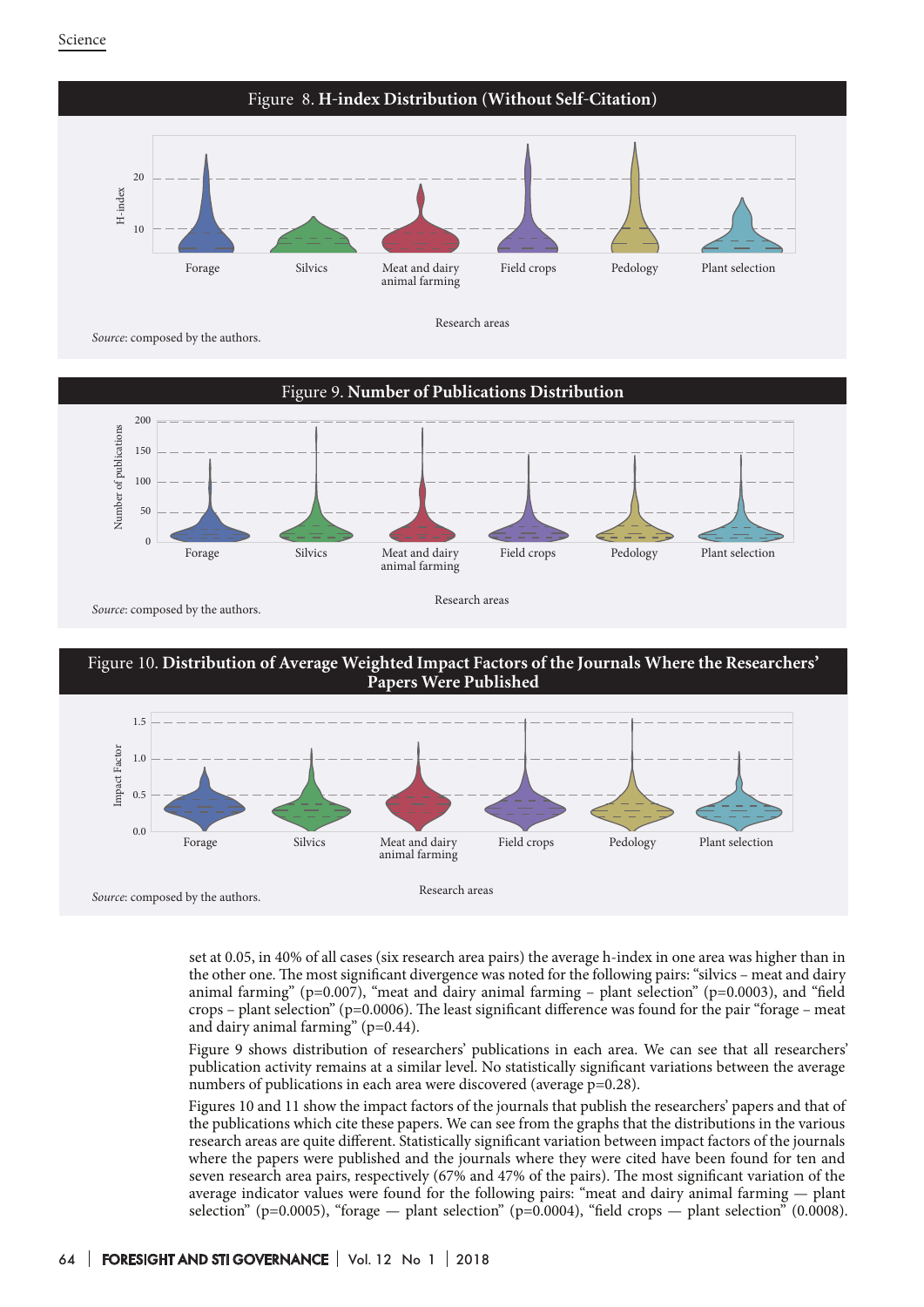Figure 8. **H-index Distribution (Without Self-Citation)**

*Source*: composed by the authors.

Figure 9. **Number of Publications Distribution**

*Source*: composed by the authors.

Figure 10. **Distribution of Average Weighted Impact Factors of the Journals Where the Researchers' Papers Were Published**

*Source*: composed by the authors.

set at 0.05, in 40% of all cases (six research area pairs) the average h-index in one area was higher than in the other one. The most significant divergence was noted for the following pairs: "silvics – meat and dairy animal farming" (p=0.007), "meat and dairy animal farming – plant selection" (p=0.0003), and "field crops – plant selection" (p=0.0006). The least significant difference was found for the pair "forage – meat and dairy animal farming" (p=0.44).

Figure 9 shows distribution of researchers' publications in each area. We can see that all researchers' publication activity remains at a similar level. No statistically significant variations between the average numbers of publications in each area were discovered (average p=0.28).

Figures 10 and 11 show the impact factors of the journals that publish the researchers' papers and that of the publications which cite these papers. We can see from the graphs that the distributions in the various research areas are quite different. Statistically significant variation between impact factors of the journals where the papers were published and the journals where they were cited have been found for ten and seven research area pairs, respectively (67% and 47% of the pairs). The most significant variation of the average indicator values were found for the following pairs: "meat and dairy animal farming — plant selection" (p=0.0005), "forage — plant selection" (p=0.0004), "field crops — plant selection" (0.0008).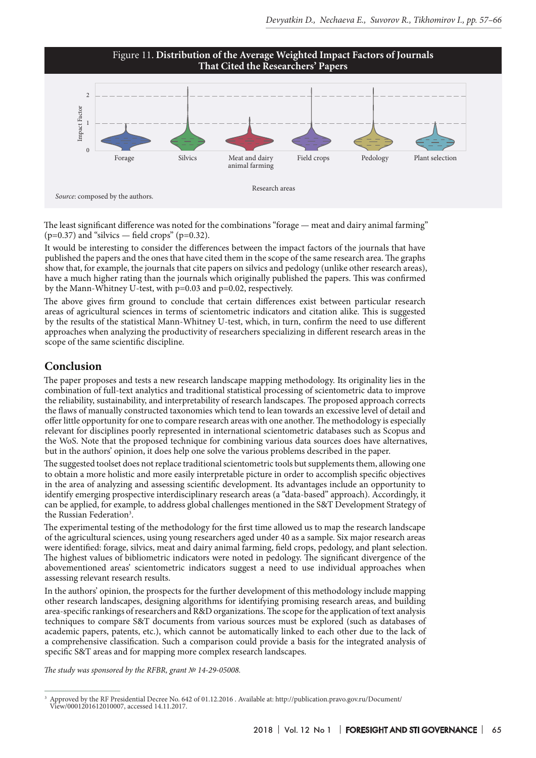Figure 11. **Distribution of the Average Weighted Impact Factors of Journals That Cited the Researchers' Papers**

*Source*: composed by the authors.

The least significant difference was noted for the combinations "forage — meat and dairy animal farming" (p=0.37) and "silvics — field crops" (p=0.32).

It would be interesting to consider the differences between the impact factors of the journals that have published the papers and the ones that have cited them in the scope of the same research area. The graphs show that, for example, the journals that cite papers on silvics and pedology (unlike other research areas), have a much higher rating than the journals which originally published the papers. This was confirmed by the Mann-Whitney U-test, with p=0.03 and p=0.02, respectively.

The above gives firm ground to conclude that certain differences exist between particular research areas of agricultural sciences in terms of scientometric indicators and citation alike. This is suggested by the results of the statistical Mann-Whitney U-test, which, in turn, confirm the need to use different approaches when analyzing the productivity of researchers specializing in different research areas in the scope of the same scientific discipline.

## Conclusion

The paper proposes and tests a new research landscape mapping methodology. Its originality lies in the combination of full-text analytics and traditional statistical processing of scientometric data to improve the reliability, sustainability, and interpretability of research landscapes. The proposed approach corrects the flaws of manually constructed taxonomies which tend to lean towards an excessive level of detail and offer little opportunity for one to compare research areas with one another. The methodology is especially relevant for disciplines poorly represented in international scientometric databases such as Scopus and the WoS. Note that the proposed technique for combining various data sources does have alternatives, but in the authors' opinion, it does help one solve the various problems described in the paper.

The suggested toolset does not replace traditional scientometric tools but supplements them, allowing one to obtain a more holistic and more easily interpretable picture in order to accomplish specific objectives in the area of analyzing and assessing scientific development. Its advantages include an opportunity to identify emerging prospective interdisciplinary research areas (a "data-based" approach). Accordingly, it can be applied, for example, to address global challenges mentioned in the S&T Development Strategy of the Russian Federation[3].

The experimental testing of the methodology for the first time allowed us to map the research landscape of the agricultural sciences, using young researchers aged under 40 as a sample. Six major research areas were identified: forage, silvics, meat and dairy animal farming, field crops, pedology, and plant selection. The highest values of bibliometric indicators were noted in pedology. The significant divergence of the abovementioned areas' scientometric indicators suggest a need to use individual approaches when assessing relevant research results.

In the authors' opinion, the prospects for the further development of this methodology include mapping other research landscapes, designing algorithms for identifying promising research areas, and building area-specific rankings of researchers and R&D organizations. The scope for the application of text analysis techniques to compare S&T documents from various sources must be explored (such as databases of academic papers, patents, etc.), which cannot be automatically linked to each other due to the lack of a comprehensive classification. Such a comparison could provide a basis for the integrated analysis of specific S&T areas and for mapping more complex research landscapes.

*The study was sponsored by the RFBR, grant № 14-29-05008.*

---

[3] Approved by the RF Presidential Decree No. 642 of 01.12.2016 . Available at: http://publication.pravo.gov.ru/Document/View/0001201612010007, accessed 14.11.2017.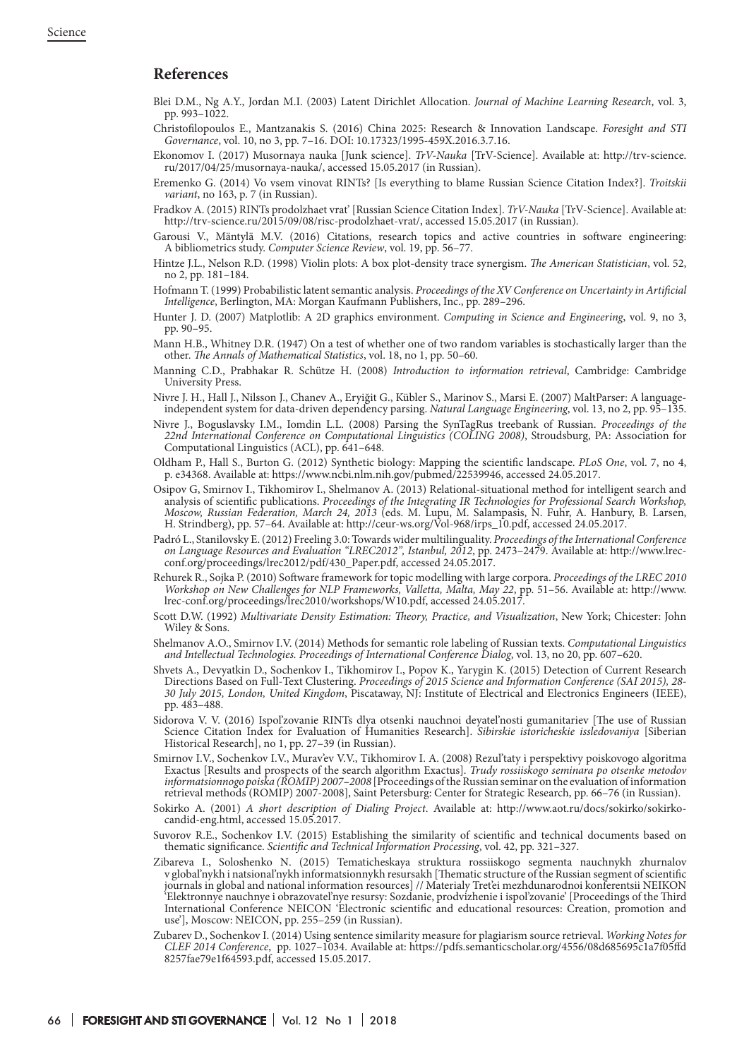## References

Blei D.M., Ng A.Y., Jordan M.I. (2003) Latent Dirichlet Allocation. *Journal of Machine Learning Research*, vol. 3, pp. 993–1022.

Christofilopoulos E., Mantzanakis S. (2016) China 2025: Research & Innovation Landscape. *Foresight and STI Governance*, vol. 10, no 3, pp. 7–16. DOI: 10.17323/1995-459X.2016.3.7.16.

Ekonomov I. (2017) Musornaya nauka [Junk science]. *TrV-Nauka* [TrV-Science]. Available at: http://trv-science.ru/2017/04/25/musornaya-nauka/, accessed 15.05.2017 (in Russian).

Eremenko G. (2014) Vo vsem vinovat RINTs? [Is everything to blame Russian Science Citation Index?]. *Troitskii variant*, no 163, p. 7 (in Russian).

Fradkov A. (2015) RINTs prodolzhaet vrat' [Russian Science Citation Index]. *TrV-Nauka* [TrV-Science]. Available at: http://trv-science.ru/2015/09/08/risc-prodolzhaet-vrat/, accessed 15.05.2017 (in Russian).

Garousi V., Mäntylä M.V. (2016) Citations, research topics and active countries in software engineering: A bibliometrics study. *Computer Science Review*, vol. 19, pp. 56–77.

Hintze J.L., Nelson R.D. (1998) Violin plots: A box plot-density trace synergism. *The American Statistician*, vol. 52, no 2, pp. 181–184.

Hofmann T. (1999) Probabilistic latent semantic analysis. *Proceedings of the XV Conference on Uncertainty in Artificial Intelligence*, Berlington, MA: Morgan Kaufmann Publishers, Inc., pp. 289–296.

Hunter J. D. (2007) Matplotlib: A 2D graphics environment. *Computing in Science and Engineering*, vol. 9, no 3, pp. 90–95.

Mann H.B., Whitney D.R. (1947) On a test of whether one of two random variables is stochastically larger than the other. *The Annals of Mathematical Statistics*, vol. 18, no 1, pp. 50–60.

Manning C.D., Prabhakar R. Schütze H. (2008) *Introduction to information retrieval*, Cambridge: Cambridge University Press.

Nivre J. H., Hall J., Nilsson J., Chanev A., Eryiğit G., Kübler S., Marinov S., Marsi E. (2007) MaltParser: A language-independent system for data-driven dependency parsing. *Natural Language Engineering*, vol. 13, no 2, pp. 95–135.

Nivre J., Boguslavsky I.M., Iomdin L.L. (2008) Parsing the SynTagRus treebank of Russian. *Proceedings of the 22nd International Conference on Computational Linguistics (COLING 2008)*, Stroudsburg, PA: Association for Computational Linguistics (ACL), pp. 641–648.

Oldham P., Hall S., Burton G. (2012) Synthetic biology: Mapping the scientific landscape. *PLoS One*, vol. 7, no 4, p. e34368. Available at: https://www.ncbi.nlm.nih.gov/pubmed/22539946, accessed 24.05.2017.

Osipov G, Smirnov I., Tikhomirov I., Shelmanov A. (2013) Relational-situational method for intelligent search and analysis of scientific publications. *Proceedings of the Integrating IR Technologies for Professional Search Workshop, Moscow, Russian Federation, March 24, 2013* (eds. M. Lupu, M. Salampasis, N. Fuhr, A. Hanbury, B. Larsen, H. Strindberg), pp. 57–64. Available at: http://ceur-ws.org/Vol-968/irps_10.pdf, accessed 24.05.2017.

Padró L., Stanilovsky E. (2012) Freeling 3.0: Towards wider multilinguality. *Proceedings of the International Conference on Language Resources and Evaluation "LREC2012", Istanbul, 2012*, pp. 2473–2479. Available at: http://www.lrec-conf.org/proceedings/lrec2012/pdf/430_Paper.pdf, accessed 24.05.2017.

Rehurek R., Sojka P. (2010) Software framework for topic modelling with large corpora. *Proceedings of the LREC 2010 Workshop on New Challenges for NLP Frameworks, Valletta, Malta, May 22*, pp. 51–56. Available at: http://www.lrec-conf.org/proceedings/lrec2010/workshops/W10.pdf, accessed 24.05.2017.

Scott D.W. (1992) *Multivariate Density Estimation: Theory, Practice, and Visualization*, New York; Chicester: John Wiley & Sons.

Shelmanov A.O., Smirnov I.V. (2014) Methods for semantic role labeling of Russian texts. *Computational Linguistics and Intellectual Technologies. Proceedings of International Conference Dialog*, vol. 13, no 20, pp. 607–620.

Shvets A., Devyatkin D., Sochenkov I., Tikhomirov I., Popov K., Yarygin K. (2015) Detection of Current Research Directions Based on Full-Text Clustering. *Proceedings of 2015 Science and Information Conference (SAI 2015), 28-30 July 2015, London, United Kingdom*, Piscataway, NJ: Institute of Electrical and Electronics Engineers (IEEE), pp. 483–488.

Sidorova V. V. (2016) Ispol'zovanie RINTs dlya otsenki nauchnoi deyatel'nosti gumanitariev [The use of Russian Science Citation Index for Evaluation of Humanities Research]. *Sibirskie istoricheskie issledovaniya* [Siberian Historical Research], no 1, pp. 27–39 (in Russian).

Smirnov I.V., Sochenkov I.V., Murav'ev V.V., Tikhomirov I. A. (2008) Rezul'taty i perspektivy poiskovogo algoritma Exactus [Results and prospects of the search algorithm Exactus]. *Trudy rossiiskogo seminara po otsenke metodov informatsionnogo poiska (ROMIP) 2007–2008* [Proceedings of the Russian seminar on the evaluation of information retrieval methods (ROMIP) 2007-2008], Saint Petersburg: Center for Strategic Research, pp. 66–76 (in Russian).

Sokirko A. (2001) *A short description of Dialing Project*. Available at: http://www.aot.ru/docs/sokirko/sokirko-candid-eng.html, accessed 15.05.2017.

Suvorov R.E., Sochenkov I.V. (2015) Establishing the similarity of scientific and technical documents based on thematic significance. *Scientific and Technical Information Processing*, vol. 42, pp. 321–327.

Zibareva I., Soloshenko N. (2015) Tematicheskaya struktura rossiiskogo segmenta nauchnykh zhurnalov v global'nykh i natsional'nykh informatsionnykh resursakh [Thematic structure of the Russian segment of scientific journals in global and national information resources] // Materialy Tret'ei mezhdunarodnoi konferentsii NEIKON 'Elektronnye nauchnye i obrazovatel'nye resursy: Sozdanie, prodvizhenie i ispol'zovanie' [Proceedings of the Third International Conference NEICON 'Electronic scientific and educational resources: Creation, promotion and use'], Moscow: NEICON, pp. 255–259 (in Russian).

Zubarev D., Sochenkov I. (2014) Using sentence similarity measure for plagiarism source retrieval. *Working Notes for CLEF 2014 Conference*, pp. 1027–1034. Available at: https://pdfs.semanticscholar.org/4556/08d685695c1a7f05ffd8257fae79e1f64593.pdf, accessed 15.05.2017.